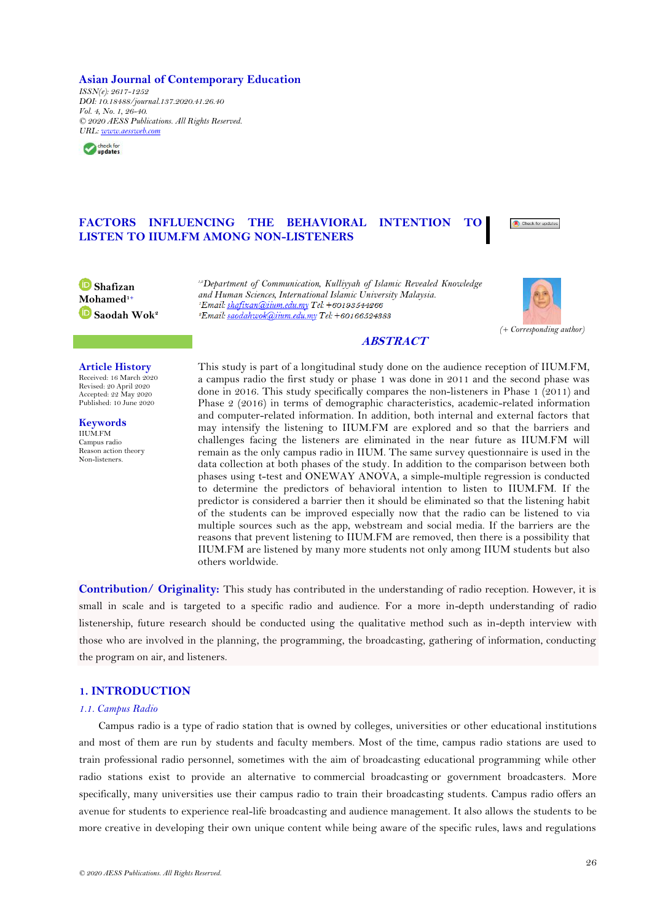**Asian Journal of Contemporary Education**
*ISSN(e): 2617-1252*
*DOI: 10.18488/journal.137.2020.41.26.40*
*Vol. 4, No. 1, 26-40.*
*© 2020 AESS Publications. All Rights Reserved.*
*URL: www.aessweb.com*

# FACTORS INFLUENCING THE BEHAVIORAL INTENTION TO LISTEN TO IIUM.FM AMONG NON-LISTENERS

**Shafizan Mohamed**[1+]
**Saodah Wok**[2]

[1,2]*Department of Communication, Kulliyyah of Islamic Revealed Knowledge and Human Sciences, International Islamic University Malaysia.*
[1]*Email: shafizan@iium.edu.my Tel: +60193544266*
[2]*Email: saodahwok@iium.edu.my Tel: +60166524383*

*(+ Corresponding author)*

**Article History**
Received: 16 March 2020
Revised: 20 April 2020
Accepted: 22 May 2020
Published: 10 June 2020

**Keywords**
IIUM.FM
Campus radio
Reason action theory
Non-listeners.

## ABSTRACT

This study is part of a longitudinal study done on the audience reception of IIUM.FM, a campus radio the first study or phase 1 was done in 2011 and the second phase was done in 2016. This study specifically compares the non-listeners in Phase 1 (2011) and Phase 2 (2016) in terms of demographic characteristics, academic-related information and computer-related information. In addition, both internal and external factors that may intensify the listening to IIUM.FM are explored and so that the barriers and challenges facing the listeners are eliminated in the near future as IIUM.FM will remain as the only campus radio in IIUM. The same survey questionnaire is used in the data collection at both phases of the study. In addition to the comparison between both phases using t-test and ONEWAY ANOVA, a simple-multiple regression is conducted to determine the predictors of behavioral intention to listen to IIUM.FM. If the predictor is considered a barrier then it should be eliminated so that the listening habit of the students can be improved especially now that the radio can be listened to via multiple sources such as the app, webstream and social media. If the barriers are the reasons that prevent listening to IIUM.FM are removed, then there is a possibility that IIUM.FM are listened by many more students not only among IIUM students but also others worldwide.

**Contribution/ Originality:** This study has contributed in the understanding of radio reception. However, it is small in scale and is targeted to a specific radio and audience. For a more in-depth understanding of radio listenership, future research should be conducted using the qualitative method such as in-depth interview with those who are involved in the planning, the programming, the broadcasting, gathering of information, conducting the program on air, and listeners.

## 1. INTRODUCTION

### *1.1. Campus Radio*

Campus radio is a type of radio station that is owned by colleges, universities or other educational institutions and most of them are run by students and faculty members. Most of the time, campus radio stations are used to train professional radio personnel, sometimes with the aim of broadcasting educational programming while other radio stations exist to provide an alternative to commercial broadcasting or government broadcasters. More specifically, many universities use their campus radio to train their broadcasting students. Campus radio offers an avenue for students to experience real-life broadcasting and audience management. It also allows the students to be more creative in developing their own unique content while being aware of the specific rules, laws and regulations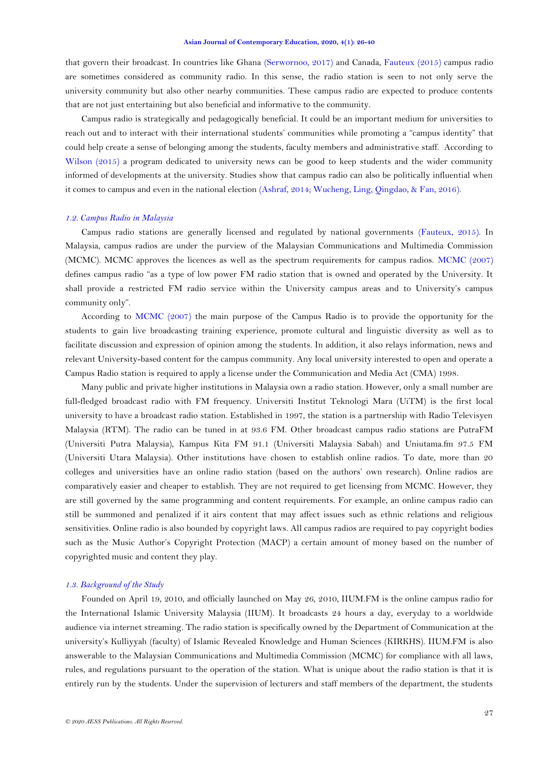that govern their broadcast. In countries like Ghana (Serwornoo, 2017) and Canada, Fauteux (2015) campus radio are sometimes considered as community radio. In this sense, the radio station is seen to not only serve the university community but also other nearby communities. These campus radio are expected to produce contents that are not just entertaining but also beneficial and informative to the community.

Campus radio is strategically and pedagogically beneficial. It could be an important medium for universities to reach out and to interact with their international students' communities while promoting a "campus identity" that could help create a sense of belonging among the students, faculty members and administrative staff. According to Wilson (2015) a program dedicated to university news can be good to keep students and the wider community informed of developments at the university. Studies show that campus radio can also be politically influential when it comes to campus and even in the national election (Ashraf, 2014; Wucheng, Ling, Qingdao, & Fan, 2016).

### *1.2. Campus Radio in Malaysia*

Campus radio stations are generally licensed and regulated by national governments (Fauteux, 2015). In Malaysia, campus radios are under the purview of the Malaysian Communications and Multimedia Commission (MCMC). MCMC approves the licences as well as the spectrum requirements for campus radios. MCMC (2007) defines campus radio "as a type of low power FM radio station that is owned and operated by the University. It shall provide a restricted FM radio service within the University campus areas and to University's campus community only".

According to MCMC (2007) the main purpose of the Campus Radio is to provide the opportunity for the students to gain live broadcasting training experience, promote cultural and linguistic diversity as well as to facilitate discussion and expression of opinion among the students. In addition, it also relays information, news and relevant University-based content for the campus community. Any local university interested to open and operate a Campus Radio station is required to apply a license under the Communication and Media Act (CMA) 1998.

Many public and private higher institutions in Malaysia own a radio station. However, only a small number are full-fledged broadcast radio with FM frequency. Universiti Institut Teknologi Mara (UiTM) is the first local university to have a broadcast radio station. Established in 1997, the station is a partnership with Radio Televisyen Malaysia (RTM). The radio can be tuned in at 93.6 FM. Other broadcast campus radio stations are PutraFM (Universiti Putra Malaysia), Kampus Kita FM 91.1 (Universiti Malaysia Sabah) and Uniutama.fm 97.5 FM (Universiti Utara Malaysia). Other institutions have chosen to establish online radios. To date, more than 20 colleges and universities have an online radio station (based on the authors' own research). Online radios are comparatively easier and cheaper to establish. They are not required to get licensing from MCMC. However, they are still governed by the same programming and content requirements. For example, an online campus radio can still be summoned and penalized if it airs content that may affect issues such as ethnic relations and religious sensitivities. Online radio is also bounded by copyright laws. All campus radios are required to pay copyright bodies such as the Music Author's Copyright Protection (MACP) a certain amount of money based on the number of copyrighted music and content they play.

### *1.3. Background of the Study*

Founded on April 19, 2010, and officially launched on May 26, 2010, IIUM.FM is the online campus radio for the International Islamic University Malaysia (IIUM). It broadcasts 24 hours a day, everyday to a worldwide audience via internet streaming. The radio station is specifically owned by the Department of Communication at the university's Kulliyyah (faculty) of Islamic Revealed Knowledge and Human Sciences (KIRKHS). IIUM.FM is also answerable to the Malaysian Communications and Multimedia Commission (MCMC) for compliance with all laws, rules, and regulations pursuant to the operation of the station. What is unique about the radio station is that it is entirely run by the students. Under the supervision of lecturers and staff members of the department, the students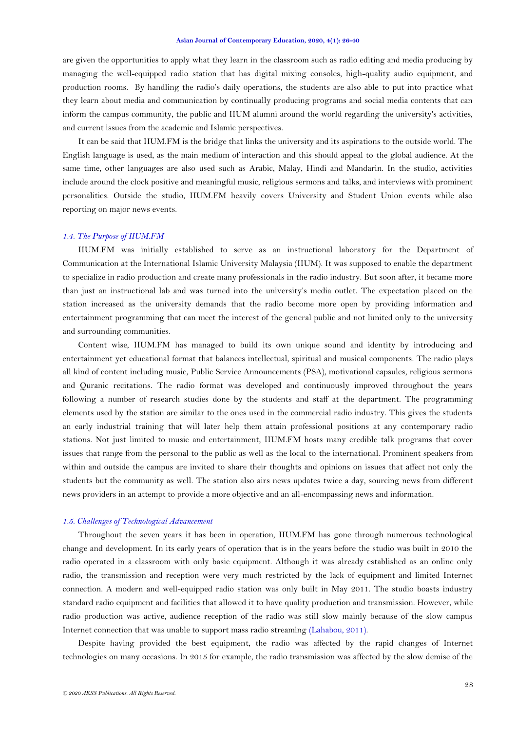are given the opportunities to apply what they learn in the classroom such as radio editing and media producing by managing the well-equipped radio station that has digital mixing consoles, high-quality audio equipment, and production rooms. By handling the radio's daily operations, the students are also able to put into practice what they learn about media and communication by continually producing programs and social media contents that can inform the campus community, the public and IIUM alumni around the world regarding the university's activities, and current issues from the academic and Islamic perspectives.

It can be said that IIUM.FM is the bridge that links the university and its aspirations to the outside world. The English language is used, as the main medium of interaction and this should appeal to the global audience. At the same time, other languages are also used such as Arabic, Malay, Hindi and Mandarin. In the studio, activities include around the clock positive and meaningful music, religious sermons and talks, and interviews with prominent personalities. Outside the studio, IIUM.FM heavily covers University and Student Union events while also reporting on major news events.

### *1.4. The Purpose of IIUM.FM*

IIUM.FM was initially established to serve as an instructional laboratory for the Department of Communication at the International Islamic University Malaysia (IIUM). It was supposed to enable the department to specialize in radio production and create many professionals in the radio industry. But soon after, it became more than just an instructional lab and was turned into the university's media outlet. The expectation placed on the station increased as the university demands that the radio become more open by providing information and entertainment programming that can meet the interest of the general public and not limited only to the university and surrounding communities.

Content wise, IIUM.FM has managed to build its own unique sound and identity by introducing and entertainment yet educational format that balances intellectual, spiritual and musical components. The radio plays all kind of content including music, Public Service Announcements (PSA), motivational capsules, religious sermons and Quranic recitations. The radio format was developed and continuously improved throughout the years following a number of research studies done by the students and staff at the department. The programming elements used by the station are similar to the ones used in the commercial radio industry. This gives the students an early industrial training that will later help them attain professional positions at any contemporary radio stations. Not just limited to music and entertainment, IIUM.FM hosts many credible talk programs that cover issues that range from the personal to the public as well as the local to the international. Prominent speakers from within and outside the campus are invited to share their thoughts and opinions on issues that affect not only the students but the community as well. The station also airs news updates twice a day, sourcing news from different news providers in an attempt to provide a more objective and an all-encompassing news and information.

### *1.5. Challenges of Technological Advancement*

Throughout the seven years it has been in operation, IIUM.FM has gone through numerous technological change and development. In its early years of operation that is in the years before the studio was built in 2010 the radio operated in a classroom with only basic equipment. Although it was already established as an online only radio, the transmission and reception were very much restricted by the lack of equipment and limited Internet connection. A modern and well-equipped radio station was only built in May 2011. The studio boasts industry standard radio equipment and facilities that allowed it to have quality production and transmission. However, while radio production was active, audience reception of the radio was still slow mainly because of the slow campus Internet connection that was unable to support mass radio streaming (Lahabou, 2011).

Despite having provided the best equipment, the radio was affected by the rapid changes of Internet technologies on many occasions. In 2015 for example, the radio transmission was affected by the slow demise of the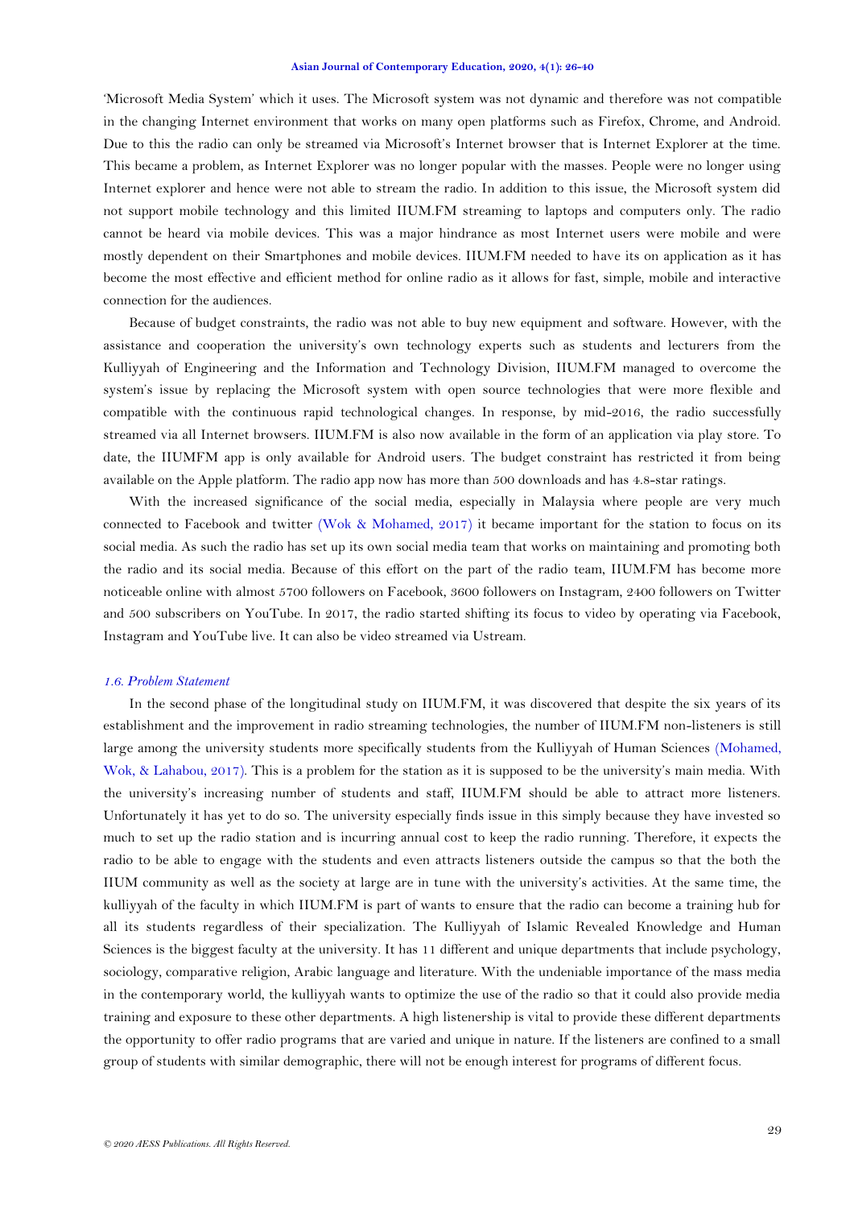'Microsoft Media System' which it uses. The Microsoft system was not dynamic and therefore was not compatible in the changing Internet environment that works on many open platforms such as Firefox, Chrome, and Android. Due to this the radio can only be streamed via Microsoft's Internet browser that is Internet Explorer at the time. This became a problem, as Internet Explorer was no longer popular with the masses. People were no longer using Internet explorer and hence were not able to stream the radio. In addition to this issue, the Microsoft system did not support mobile technology and this limited IIUM.FM streaming to laptops and computers only. The radio cannot be heard via mobile devices. This was a major hindrance as most Internet users were mobile and were mostly dependent on their Smartphones and mobile devices. IIUM.FM needed to have its on application as it has become the most effective and efficient method for online radio as it allows for fast, simple, mobile and interactive connection for the audiences.

Because of budget constraints, the radio was not able to buy new equipment and software. However, with the assistance and cooperation the university's own technology experts such as students and lecturers from the Kulliyyah of Engineering and the Information and Technology Division, IIUM.FM managed to overcome the system's issue by replacing the Microsoft system with open source technologies that were more flexible and compatible with the continuous rapid technological changes. In response, by mid-2016, the radio successfully streamed via all Internet browsers. IIUM.FM is also now available in the form of an application via play store. To date, the IIUMFM app is only available for Android users. The budget constraint has restricted it from being available on the Apple platform. The radio app now has more than 500 downloads and has 4.8-star ratings.

With the increased significance of the social media, especially in Malaysia where people are very much connected to Facebook and twitter (Wok & Mohamed, 2017) it became important for the station to focus on its social media. As such the radio has set up its own social media team that works on maintaining and promoting both the radio and its social media. Because of this effort on the part of the radio team, IIUM.FM has become more noticeable online with almost 5700 followers on Facebook, 3600 followers on Instagram, 2400 followers on Twitter and 500 subscribers on YouTube. In 2017, the radio started shifting its focus to video by operating via Facebook, Instagram and YouTube live. It can also be video streamed via Ustream.

### *1.6. Problem Statement*

In the second phase of the longitudinal study on IIUM.FM, it was discovered that despite the six years of its establishment and the improvement in radio streaming technologies, the number of IIUM.FM non-listeners is still large among the university students more specifically students from the Kulliyyah of Human Sciences (Mohamed, Wok, & Lahabou, 2017). This is a problem for the station as it is supposed to be the university's main media. With the university's increasing number of students and staff, IIUM.FM should be able to attract more listeners. Unfortunately it has yet to do so. The university especially finds issue in this simply because they have invested so much to set up the radio station and is incurring annual cost to keep the radio running. Therefore, it expects the radio to be able to engage with the students and even attracts listeners outside the campus so that the both the IIUM community as well as the society at large are in tune with the university's activities. At the same time, the kulliyyah of the faculty in which IIUM.FM is part of wants to ensure that the radio can become a training hub for all its students regardless of their specialization. The Kulliyyah of Islamic Revealed Knowledge and Human Sciences is the biggest faculty at the university. It has 11 different and unique departments that include psychology, sociology, comparative religion, Arabic language and literature. With the undeniable importance of the mass media in the contemporary world, the kulliyyah wants to optimize the use of the radio so that it could also provide media training and exposure to these other departments. A high listenership is vital to provide these different departments the opportunity to offer radio programs that are varied and unique in nature. If the listeners are confined to a small group of students with similar demographic, there will not be enough interest for programs of different focus.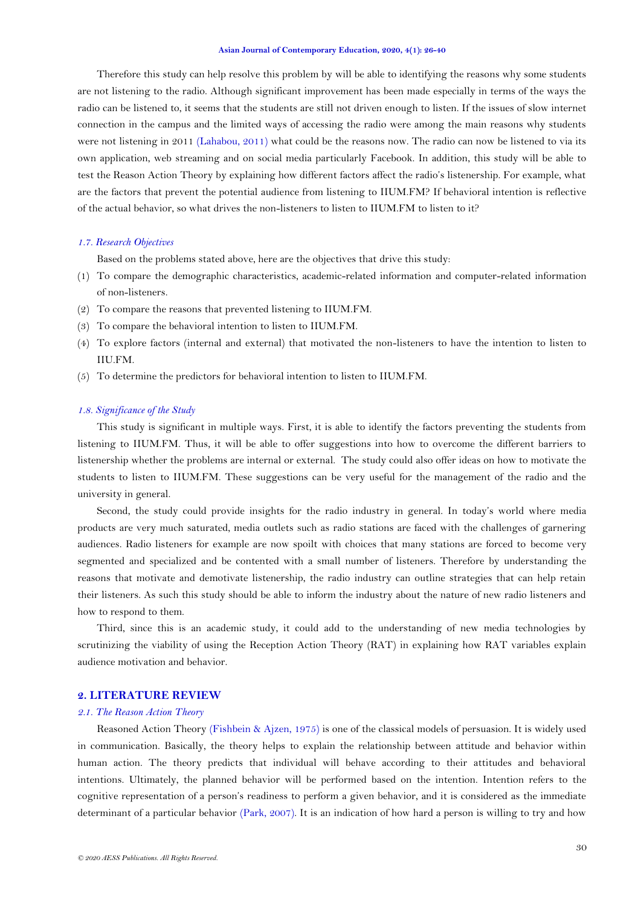Therefore this study can help resolve this problem by will be able to identifying the reasons why some students are not listening to the radio. Although significant improvement has been made especially in terms of the ways the radio can be listened to, it seems that the students are still not driven enough to listen. If the issues of slow internet connection in the campus and the limited ways of accessing the radio were among the main reasons why students were not listening in 2011 (Lahabou, 2011) what could be the reasons now. The radio can now be listened to via its own application, web streaming and on social media particularly Facebook. In addition, this study will be able to test the Reason Action Theory by explaining how different factors affect the radio's listenership. For example, what are the factors that prevent the potential audience from listening to IIUM.FM? If behavioral intention is reflective of the actual behavior, so what drives the non-listeners to listen to IIUM.FM to listen to it?

### *1.7. Research Objectives*

Based on the problems stated above, here are the objectives that drive this study:

(1) To compare the demographic characteristics, academic-related information and computer-related information of non-listeners.
(2) To compare the reasons that prevented listening to IIUM.FM.
(3) To compare the behavioral intention to listen to IIUM.FM.
(4) To explore factors (internal and external) that motivated the non-listeners to have the intention to listen to IIU.FM.
(5) To determine the predictors for behavioral intention to listen to IIUM.FM.

### *1.8. Significance of the Study*

This study is significant in multiple ways. First, it is able to identify the factors preventing the students from listening to IIUM.FM. Thus, it will be able to offer suggestions into how to overcome the different barriers to listenership whether the problems are internal or external. The study could also offer ideas on how to motivate the students to listen to IIUM.FM. These suggestions can be very useful for the management of the radio and the university in general.

Second, the study could provide insights for the radio industry in general. In today's world where media products are very much saturated, media outlets such as radio stations are faced with the challenges of garnering audiences. Radio listeners for example are now spoilt with choices that many stations are forced to become very segmented and specialized and be contented with a small number of listeners. Therefore by understanding the reasons that motivate and demotivate listenership, the radio industry can outline strategies that can help retain their listeners. As such this study should be able to inform the industry about the nature of new radio listeners and how to respond to them.

Third, since this is an academic study, it could add to the understanding of new media technologies by scrutinizing the viability of using the Reception Action Theory (RAT) in explaining how RAT variables explain audience motivation and behavior.

## 2. LITERATURE REVIEW

### *2.1. The Reason Action Theory*

Reasoned Action Theory (Fishbein & Ajzen, 1975) is one of the classical models of persuasion. It is widely used in communication. Basically, the theory helps to explain the relationship between attitude and behavior within human action. The theory predicts that individual will behave according to their attitudes and behavioral intentions. Ultimately, the planned behavior will be performed based on the intention. Intention refers to the cognitive representation of a person's readiness to perform a given behavior, and it is considered as the immediate determinant of a particular behavior (Park, 2007). It is an indication of how hard a person is willing to try and how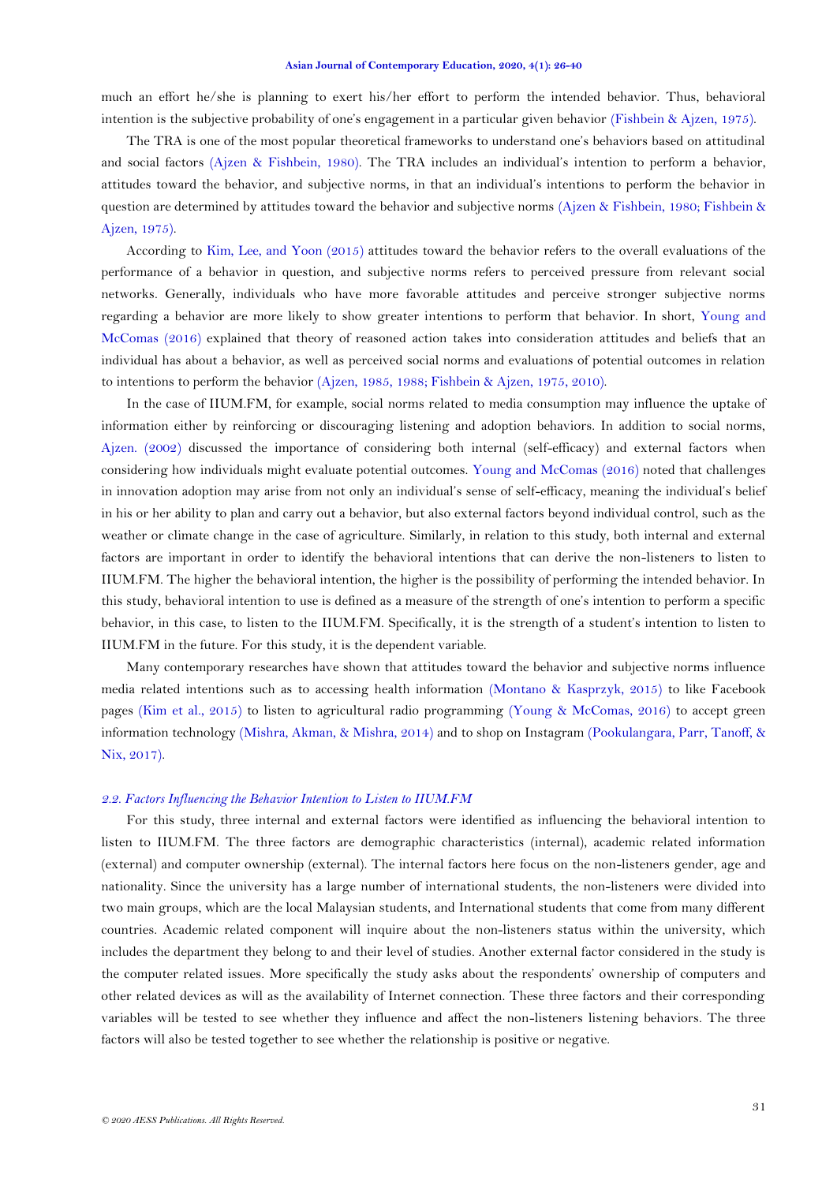much an effort he/she is planning to exert his/her effort to perform the intended behavior. Thus, behavioral intention is the subjective probability of one's engagement in a particular given behavior (Fishbein & Ajzen, 1975).

The TRA is one of the most popular theoretical frameworks to understand one's behaviors based on attitudinal and social factors (Ajzen & Fishbein, 1980). The TRA includes an individual's intention to perform a behavior, attitudes toward the behavior, and subjective norms, in that an individual's intentions to perform the behavior in question are determined by attitudes toward the behavior and subjective norms (Ajzen & Fishbein, 1980; Fishbein & Ajzen, 1975).

According to Kim, Lee, and Yoon (2015) attitudes toward the behavior refers to the overall evaluations of the performance of a behavior in question, and subjective norms refers to perceived pressure from relevant social networks. Generally, individuals who have more favorable attitudes and perceive stronger subjective norms regarding a behavior are more likely to show greater intentions to perform that behavior. In short, Young and McComas (2016) explained that theory of reasoned action takes into consideration attitudes and beliefs that an individual has about a behavior, as well as perceived social norms and evaluations of potential outcomes in relation to intentions to perform the behavior (Ajzen, 1985, 1988; Fishbein & Ajzen, 1975, 2010).

In the case of IIUM.FM, for example, social norms related to media consumption may influence the uptake of information either by reinforcing or discouraging listening and adoption behaviors. In addition to social norms, Ajzen. (2002) discussed the importance of considering both internal (self-efficacy) and external factors when considering how individuals might evaluate potential outcomes. Young and McComas (2016) noted that challenges in innovation adoption may arise from not only an individual's sense of self-efficacy, meaning the individual's belief in his or her ability to plan and carry out a behavior, but also external factors beyond individual control, such as the weather or climate change in the case of agriculture. Similarly, in relation to this study, both internal and external factors are important in order to identify the behavioral intentions that can derive the non-listeners to listen to IIUM.FM. The higher the behavioral intention, the higher is the possibility of performing the intended behavior. In this study, behavioral intention to use is defined as a measure of the strength of one's intention to perform a specific behavior, in this case, to listen to the IIUM.FM. Specifically, it is the strength of a student's intention to listen to IIUM.FM in the future. For this study, it is the dependent variable.

Many contemporary researches have shown that attitudes toward the behavior and subjective norms influence media related intentions such as to accessing health information (Montano & Kasprzyk, 2015) to like Facebook pages (Kim et al., 2015) to listen to agricultural radio programming (Young & McComas, 2016) to accept green information technology (Mishra, Akman, & Mishra, 2014) and to shop on Instagram (Pookulangara, Parr, Tanoff, & Nix, 2017).

### *2.2. Factors Influencing the Behavior Intention to Listen to IIUM.FM*

For this study, three internal and external factors were identified as influencing the behavioral intention to listen to IIUM.FM. The three factors are demographic characteristics (internal), academic related information (external) and computer ownership (external). The internal factors here focus on the non-listeners gender, age and nationality. Since the university has a large number of international students, the non-listeners were divided into two main groups, which are the local Malaysian students, and International students that come from many different countries. Academic related component will inquire about the non-listeners status within the university, which includes the department they belong to and their level of studies. Another external factor considered in the study is the computer related issues. More specifically the study asks about the respondents' ownership of computers and other related devices as will as the availability of Internet connection. These three factors and their corresponding variables will be tested to see whether they influence and affect the non-listeners listening behaviors. The three factors will also be tested together to see whether the relationship is positive or negative.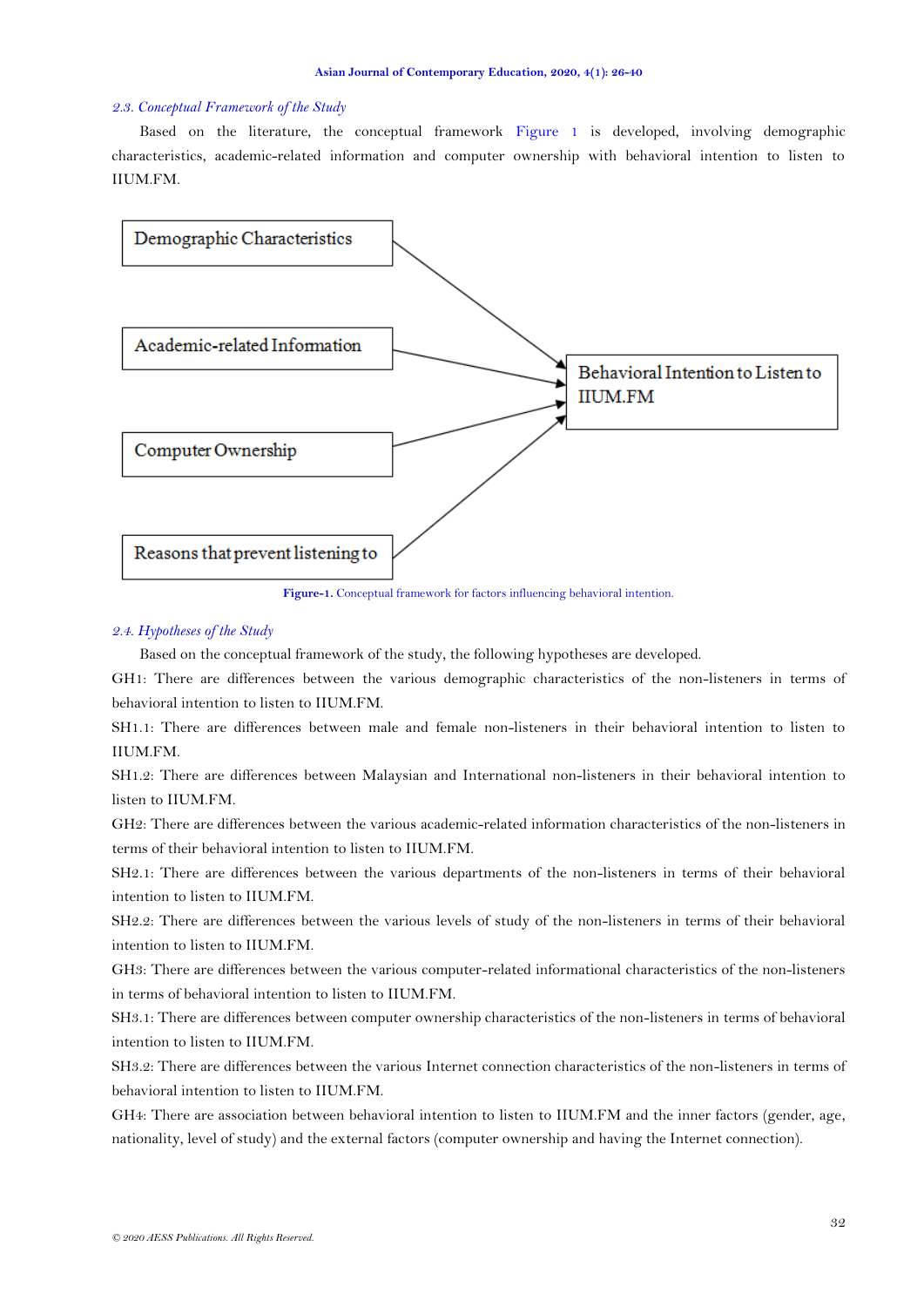### 2.3. Conceptual Framework of the Study

Based on the literature, the conceptual framework Figure 1 is developed, involving demographic characteristics, academic-related information and computer ownership with behavioral intention to listen to IIUM.FM.

Demographic Characteristics

Academic-related Information

Computer Ownership

Reasons that prevent listening to

Behavioral Intention to Listen to IIUM.FM

**Figure-1.** Conceptual framework for factors influencing behavioral intention.

### 2.4. Hypotheses of the Study

Based on the conceptual framework of the study, the following hypotheses are developed.

GH1: There are differences between the various demographic characteristics of the non-listeners in terms of behavioral intention to listen to IIUM.FM.

SH1.1: There are differences between male and female non-listeners in their behavioral intention to listen to IIUM.FM.

SH1.2: There are differences between Malaysian and International non-listeners in their behavioral intention to listen to IIUM.FM.

GH2: There are differences between the various academic-related information characteristics of the non-listeners in terms of their behavioral intention to listen to IIUM.FM.

SH2.1: There are differences between the various departments of the non-listeners in terms of their behavioral intention to listen to IIUM.FM.

SH2.2: There are differences between the various levels of study of the non-listeners in terms of their behavioral intention to listen to IIUM.FM.

GH3: There are differences between the various computer-related informational characteristics of the non-listeners in terms of behavioral intention to listen to IIUM.FM.

SH3.1: There are differences between computer ownership characteristics of the non-listeners in terms of behavioral intention to listen to IIUM.FM.

SH3.2: There are differences between the various Internet connection characteristics of the non-listeners in terms of behavioral intention to listen to IIUM.FM.

GH4: There are association between behavioral intention to listen to IIUM.FM and the inner factors (gender, age, nationality, level of study) and the external factors (computer ownership and having the Internet connection).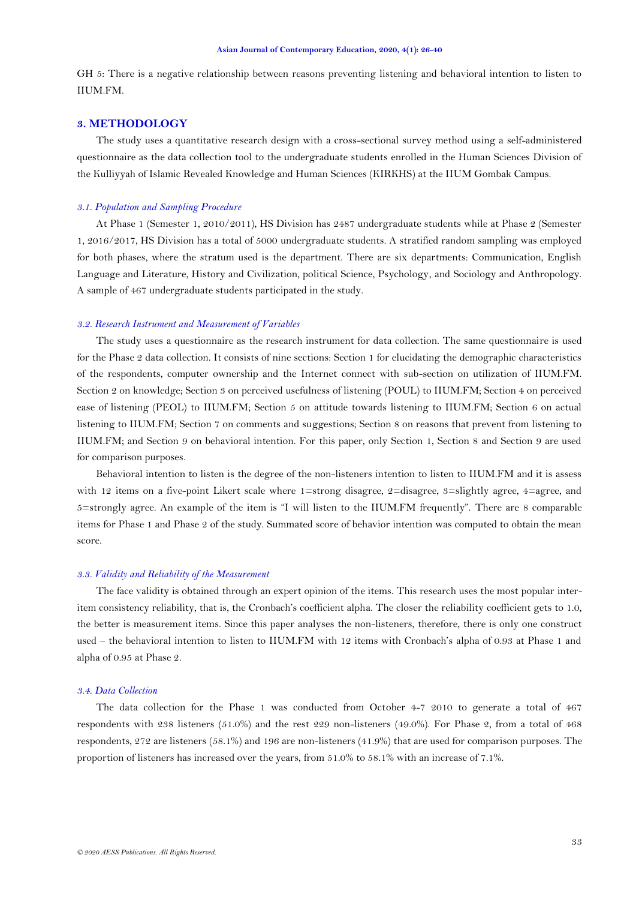GH 5: There is a negative relationship between reasons preventing listening and behavioral intention to listen to IIUM.FM.

## 3. METHODOLOGY

The study uses a quantitative research design with a cross-sectional survey method using a self-administered questionnaire as the data collection tool to the undergraduate students enrolled in the Human Sciences Division of the Kulliyyah of Islamic Revealed Knowledge and Human Sciences (KIRKHS) at the IIUM Gombak Campus.

### *3.1. Population and Sampling Procedure*

At Phase 1 (Semester 1, 2010/2011), HS Division has 2487 undergraduate students while at Phase 2 (Semester 1, 2016/2017, HS Division has a total of 5000 undergraduate students. A stratified random sampling was employed for both phases, where the stratum used is the department. There are six departments: Communication, English Language and Literature, History and Civilization, political Science, Psychology, and Sociology and Anthropology. A sample of 467 undergraduate students participated in the study.

### *3.2. Research Instrument and Measurement of Variables*

The study uses a questionnaire as the research instrument for data collection. The same questionnaire is used for the Phase 2 data collection. It consists of nine sections: Section 1 for elucidating the demographic characteristics of the respondents, computer ownership and the Internet connect with sub-section on utilization of IIUM.FM. Section 2 on knowledge; Section 3 on perceived usefulness of listening (POUL) to IIUM.FM; Section 4 on perceived ease of listening (PEOL) to IIUM.FM; Section 5 on attitude towards listening to IIUM.FM; Section 6 on actual listening to IIUM.FM; Section 7 on comments and suggestions; Section 8 on reasons that prevent from listening to IIUM.FM; and Section 9 on behavioral intention. For this paper, only Section 1, Section 8 and Section 9 are used for comparison purposes.

Behavioral intention to listen is the degree of the non-listeners intention to listen to IIUM.FM and it is assess with 12 items on a five-point Likert scale where 1=strong disagree, 2=disagree, 3=slightly agree, 4=agree, and 5=strongly agree. An example of the item is "I will listen to the IIUM.FM frequently". There are 8 comparable items for Phase 1 and Phase 2 of the study. Summated score of behavior intention was computed to obtain the mean score.

### *3.3. Validity and Reliability of the Measurement*

The face validity is obtained through an expert opinion of the items. This research uses the most popular inter-item consistency reliability, that is, the Cronbach's coefficient alpha. The closer the reliability coefficient gets to 1.0, the better is measurement items. Since this paper analyses the non-listeners, therefore, there is only one construct used – the behavioral intention to listen to IIUM.FM with 12 items with Cronbach's alpha of 0.93 at Phase 1 and alpha of 0.95 at Phase 2.

### *3.4. Data Collection*

The data collection for the Phase 1 was conducted from October 4-7 2010 to generate a total of 467 respondents with 238 listeners (51.0%) and the rest 229 non-listeners (49.0%). For Phase 2, from a total of 468 respondents, 272 are listeners (58.1%) and 196 are non-listeners (41.9%) that are used for comparison purposes. The proportion of listeners has increased over the years, from 51.0% to 58.1% with an increase of 7.1%.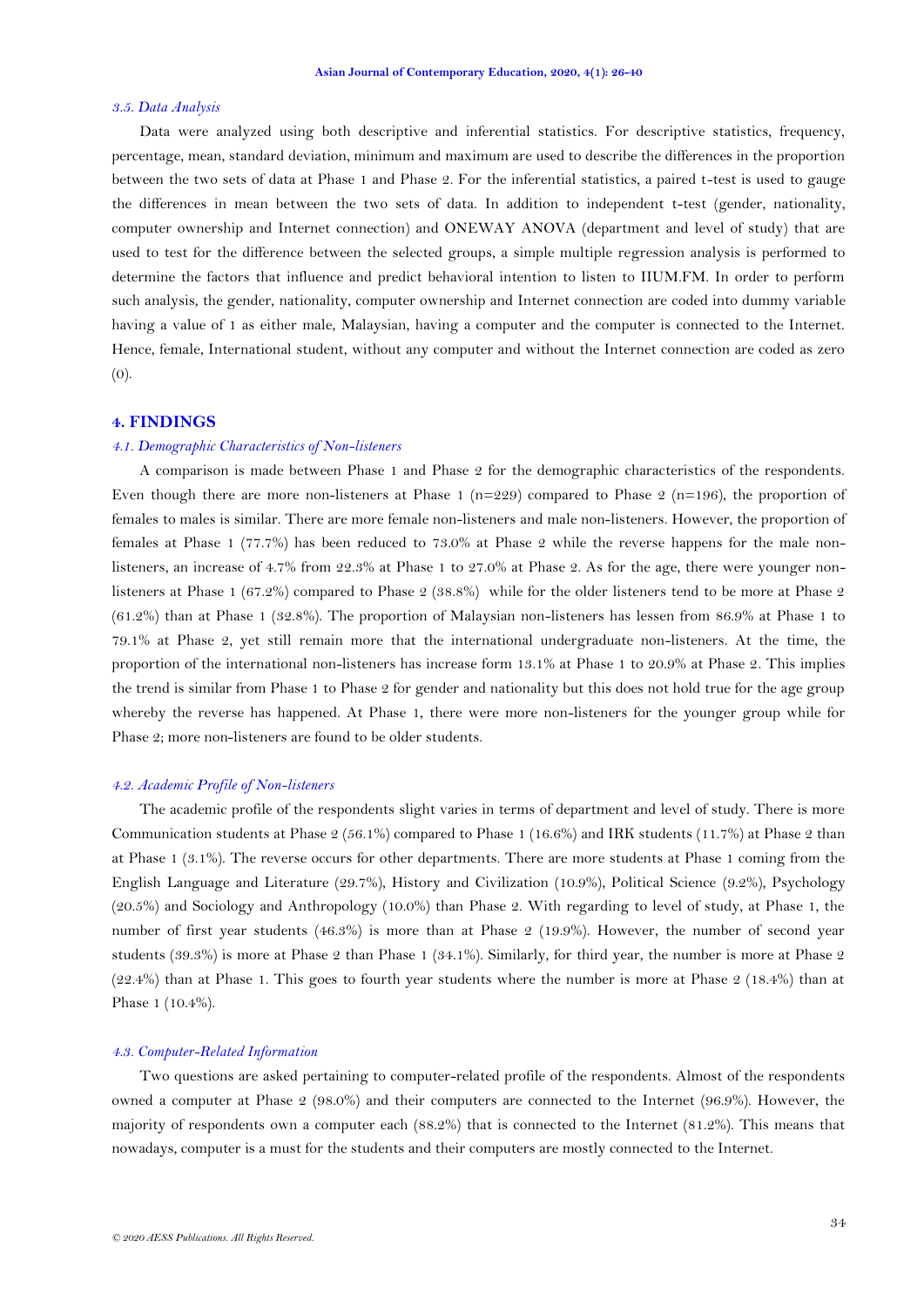### 3.5. Data Analysis

Data were analyzed using both descriptive and inferential statistics. For descriptive statistics, frequency, percentage, mean, standard deviation, minimum and maximum are used to describe the differences in the proportion between the two sets of data at Phase 1 and Phase 2. For the inferential statistics, a paired t-test is used to gauge the differences in mean between the two sets of data. In addition to independent t-test (gender, nationality, computer ownership and Internet connection) and ONEWAY ANOVA (department and level of study) that are used to test for the difference between the selected groups, a simple multiple regression analysis is performed to determine the factors that influence and predict behavioral intention to listen to IIUM.FM. In order to perform such analysis, the gender, nationality, computer ownership and Internet connection are coded into dummy variable having a value of 1 as either male, Malaysian, having a computer and the computer is connected to the Internet. Hence, female, International student, without any computer and without the Internet connection are coded as zero (0).

## 4. FINDINGS

### 4.1. Demographic Characteristics of Non-listeners

A comparison is made between Phase 1 and Phase 2 for the demographic characteristics of the respondents. Even though there are more non-listeners at Phase 1 (n=229) compared to Phase 2 (n=196), the proportion of females to males is similar. There are more female non-listeners and male non-listeners. However, the proportion of females at Phase 1 (77.7%) has been reduced to 73.0% at Phase 2 while the reverse happens for the male non-listeners, an increase of 4.7% from 22.3% at Phase 1 to 27.0% at Phase 2. As for the age, there were younger non-listeners at Phase 1 (67.2%) compared to Phase 2 (38.8%) while for the older listeners tend to be more at Phase 2 (61.2%) than at Phase 1 (32.8%). The proportion of Malaysian non-listeners has lessen from 86.9% at Phase 1 to 79.1% at Phase 2, yet still remain more that the international undergraduate non-listeners. At the time, the proportion of the international non-listeners has increase form 13.1% at Phase 1 to 20.9% at Phase 2. This implies the trend is similar from Phase 1 to Phase 2 for gender and nationality but this does not hold true for the age group whereby the reverse has happened. At Phase 1, there were more non-listeners for the younger group while for Phase 2; more non-listeners are found to be older students.

### 4.2. Academic Profile of Non-listeners

The academic profile of the respondents slight varies in terms of department and level of study. There is more Communication students at Phase 2 (56.1%) compared to Phase 1 (16.6%) and IRK students (11.7%) at Phase 2 than at Phase 1 (3.1%). The reverse occurs for other departments. There are more students at Phase 1 coming from the English Language and Literature (29.7%), History and Civilization (10.9%), Political Science (9.2%), Psychology (20.5%) and Sociology and Anthropology (10.0%) than Phase 2. With regarding to level of study, at Phase 1, the number of first year students (46.3%) is more than at Phase 2 (19.9%). However, the number of second year students (39.3%) is more at Phase 2 than Phase 1 (34.1%). Similarly, for third year, the number is more at Phase 2 (22.4%) than at Phase 1. This goes to fourth year students where the number is more at Phase 2 (18.4%) than at Phase 1 (10.4%).

### 4.3. Computer-Related Information

Two questions are asked pertaining to computer-related profile of the respondents. Almost of the respondents owned a computer at Phase 2 (98.0%) and their computers are connected to the Internet (96.9%). However, the majority of respondents own a computer each (88.2%) that is connected to the Internet (81.2%). This means that nowadays, computer is a must for the students and their computers are mostly connected to the Internet.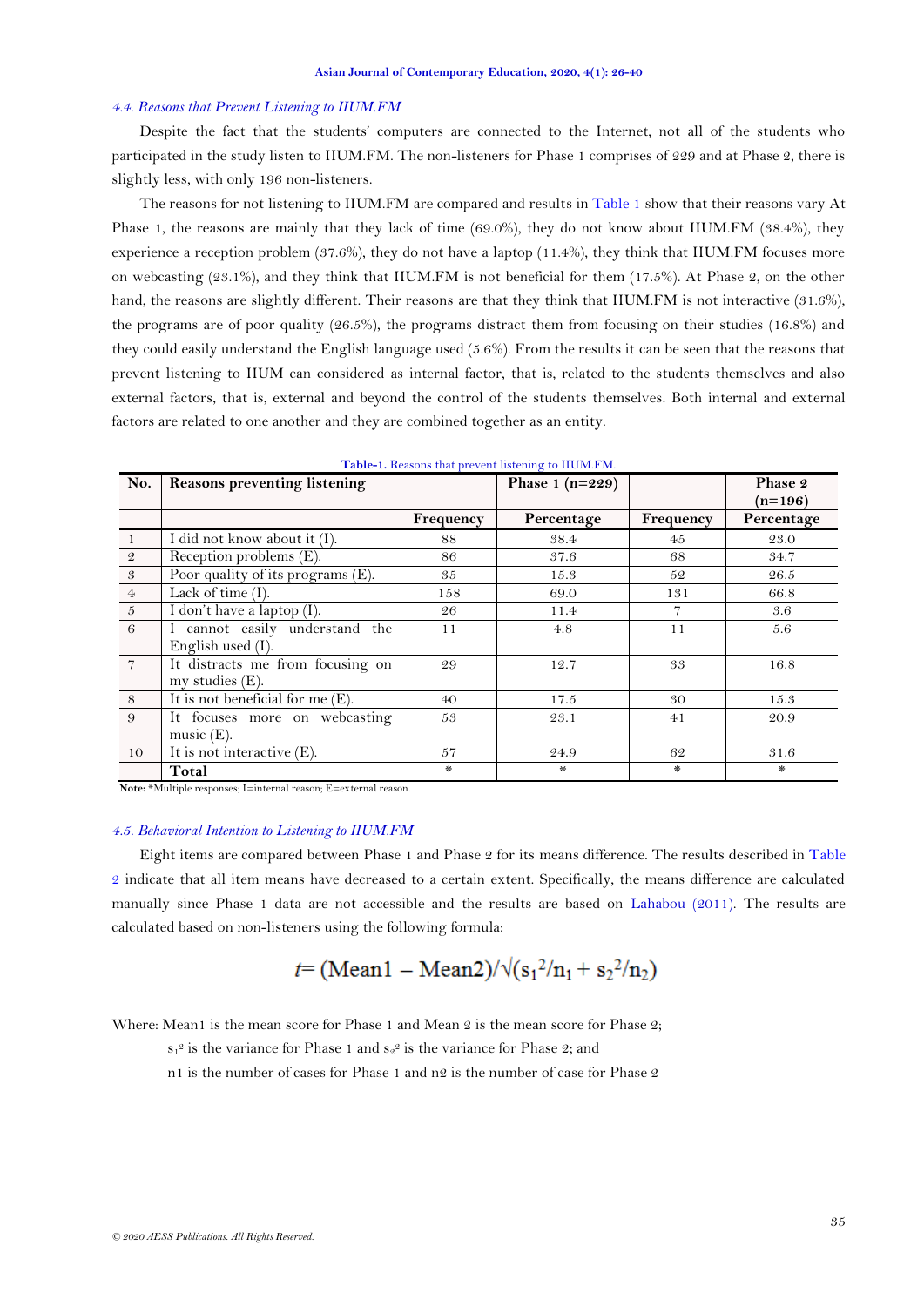### *4.4. Reasons that Prevent Listening to IIUM.FM*

Despite the fact that the students' computers are connected to the Internet, not all of the students who participated in the study listen to IIUM.FM. The non-listeners for Phase 1 comprises of 229 and at Phase 2, there is slightly less, with only 196 non-listeners.

The reasons for not listening to IIUM.FM are compared and results in Table 1 show that their reasons vary At Phase 1, the reasons are mainly that they lack of time (69.0%), they do not know about IIUM.FM (38.4%), they experience a reception problem (37.6%), they do not have a laptop (11.4%), they think that IIUM.FM focuses more on webcasting (23.1%), and they think that IIUM.FM is not beneficial for them (17.5%). At Phase 2, on the other hand, the reasons are slightly different. Their reasons are that they think that IIUM.FM is not interactive (31.6%), the programs are of poor quality (26.5%), the programs distract them from focusing on their studies (16.8%) and they could easily understand the English language used (5.6%). From the results it can be seen that the reasons that prevent listening to IIUM can considered as internal factor, that is, related to the students themselves and also external factors, that is, external and beyond the control of the students themselves. Both internal and external factors are related to one another and they are combined together as an entity.

**Table-1.** Reasons that prevent listening to IIUM.FM.

| No. | Reasons preventing listening | Phase 1 (n=229) | | Phase 2 (n=196) | |
|---|---|---|---|---|---|
| | | Frequency | Percentage | Frequency | Percentage |
| 1 | I did not know about it (I). | 88 | 38.4 | 45 | 23.0 |
| 2 | Reception problems (E). | 86 | 37.6 | 68 | 34.7 |
| 3 | Poor quality of its programs (E). | 35 | 15.3 | 52 | 26.5 |
| 4 | Lack of time (I). | 158 | 69.0 | 131 | 66.8 |
| 5 | I don't have a laptop (I). | 26 | 11.4 | 7 | 3.6 |
| 6 | I cannot easily understand the English used (I). | 11 | 4.8 | 11 | 5.6 |
| 7 | It distracts me from focusing on my studies (E). | 29 | 12.7 | 33 | 16.8 |
| 8 | It is not beneficial for me (E). | 40 | 17.5 | 30 | 15.3 |
| 9 | It focuses more on webcasting music (E). | 53 | 23.1 | 41 | 20.9 |
| 10 | It is not interactive (E). | 57 | 24.9 | 62 | 31.6 |
| | **Total** | * | * | * | * |

**Note:** *Multiple responses; I=internal reason; E=external reason.

### *4.5. Behavioral Intention to Listening to IIUM.FM*

Eight items are compared between Phase 1 and Phase 2 for its means difference. The results described in Table 2 indicate that all item means have decreased to a certain extent. Specifically, the means difference are calculated manually since Phase 1 data are not accessible and the results are based on Lahabou (2011). The results are calculated based on non-listeners using the following formula:

$$t = (\text{Mean1} - \text{Mean2})/\sqrt{(s_1^2/n_1 + s_2^2/n_2)}$$

Where: Mean1 is the mean score for Phase 1 and Mean 2 is the mean score for Phase 2;

$s_1^2$ is the variance for Phase 1 and $s_2^2$ is the variance for Phase 2; and

n1 is the number of cases for Phase 1 and n2 is the number of case for Phase 2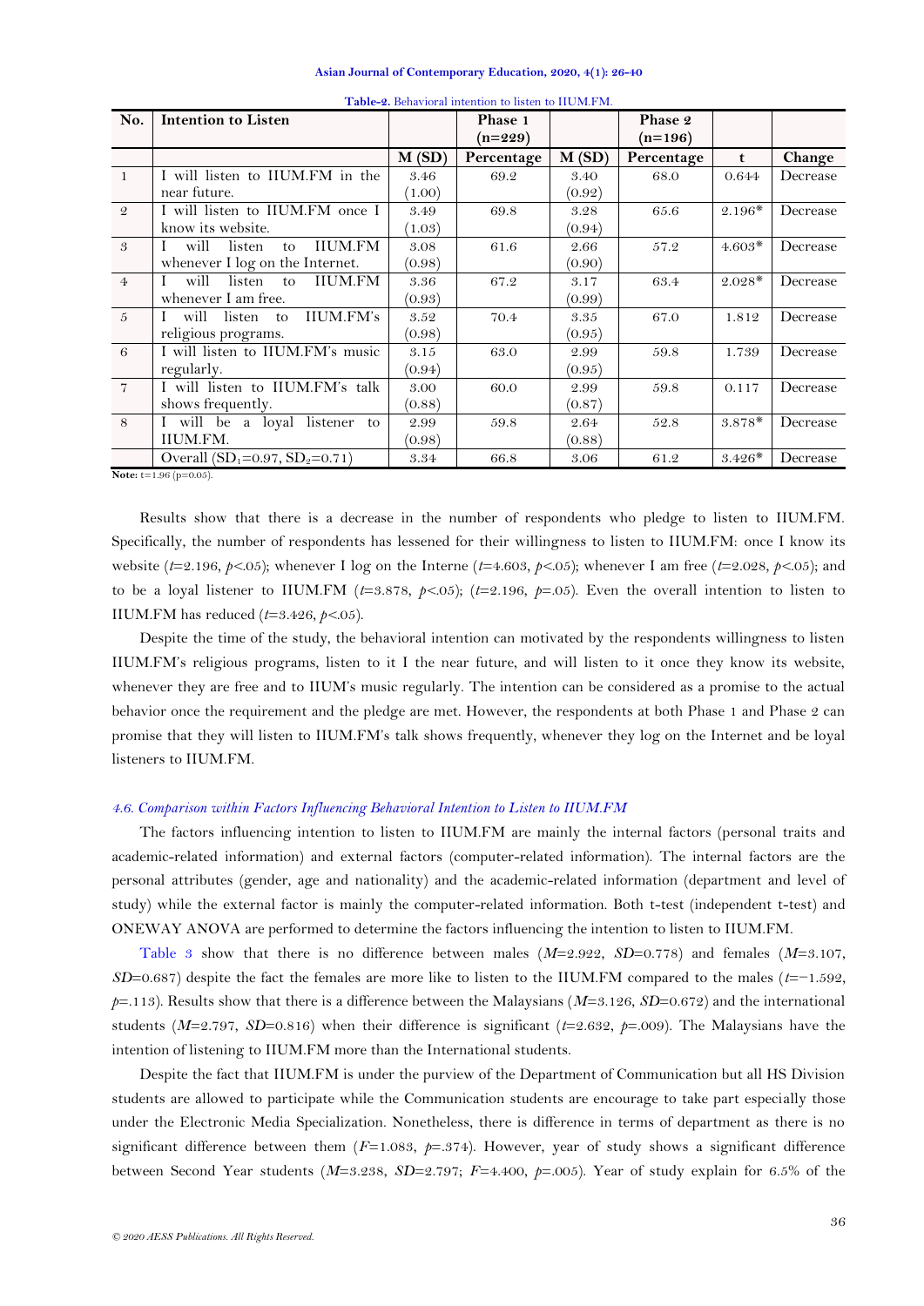**Table-2.** Behavioral intention to listen to IIUM.FM.

| No. | Intention to Listen | Phase 1 (n=229) | | Phase 2 (n=196) | | | |
|---|---|---|---|---|---|---|---|
| | | M (SD) | Percentage | M (SD) | Percentage | t | Change |
| 1 | I will listen to IIUM.FM in the near future. | 3.46 (1.00) | 69.2 | 3.40 (0.92) | 68.0 | 0.644 | Decrease |
| 2 | I will listen to IIUM.FM once I know its website. | 3.49 (1.03) | 69.8 | 3.28 (0.94) | 65.6 | 2.196* | Decrease |
| 3 | I will listen to IIUM.FM whenever I log on the Internet. | 3.08 (0.98) | 61.6 | 2.66 (0.90) | 57.2 | 4.603* | Decrease |
| 4 | I will listen to IIUM.FM whenever I am free. | 3.36 (0.93) | 67.2 | 3.17 (0.99) | 63.4 | 2.028* | Decrease |
| 5 | I will listen to IIUM.FM's religious programs. | 3.52 (0.98) | 70.4 | 3.35 (0.95) | 67.0 | 1.812 | Decrease |
| 6 | I will listen to IIUM.FM's music regularly. | 3.15 (0.94) | 63.0 | 2.99 (0.95) | 59.8 | 1.739 | Decrease |
| 7 | I will listen to IIUM.FM's talk shows frequently. | 3.00 (0.88) | 60.0 | 2.99 (0.87) | 59.8 | 0.117 | Decrease |
| 8 | I will be a loyal listener to IIUM.FM. | 2.99 (0.98) | 59.8 | 2.64 (0.88) | 52.8 | 3.878* | Decrease |
| | Overall ($SD_1$=0.97, $SD_2$=0.71) | 3.34 | 66.8 | 3.06 | 61.2 | 3.426* | Decrease |

**Note:** t=1.96 (p=0.05).

Results show that there is a decrease in the number of respondents who pledge to listen to IIUM.FM. Specifically, the number of respondents has lessened for their willingness to listen to IIUM.FM: once I know its website ($t$=2.196, $p$<.05); whenever I log on the Interne ($t$=4.603, $p$<.05); whenever I am free ($t$=2.028, $p$<.05); and to be a loyal listener to IIUM.FM ($t$=3.878, $p$<.05); ($t$=2.196, $p$=.05). Even the overall intention to listen to IIUM.FM has reduced ($t$=3.426, $p$<.05).

Despite the time of the study, the behavioral intention can motivated by the respondents willingness to listen IIUM.FM's religious programs, listen to it I the near future, and will listen to it once they know its website, whenever they are free and to IIUM's music regularly. The intention can be considered as a promise to the actual behavior once the requirement and the pledge are met. However, the respondents at both Phase 1 and Phase 2 can promise that they will listen to IIUM.FM's talk shows frequently, whenever they log on the Internet and be loyal listeners to IIUM.FM.

### *4.6. Comparison within Factors Influencing Behavioral Intention to Listen to IIUM.FM*

The factors influencing intention to listen to IIUM.FM are mainly the internal factors (personal traits and academic-related information) and external factors (computer-related information). The internal factors are the personal attributes (gender, age and nationality) and the academic-related information (department and level of study) while the external factor is mainly the computer-related information. Both t-test (independent t-test) and ONEWAY ANOVA are performed to determine the factors influencing the intention to listen to IIUM.FM.

Table 3 show that there is no difference between males ($M$=2.922, $SD$=0.778) and females ($M$=3.107, $SD$=0.687) despite the fact the females are more like to listen to the IIUM.FM compared to the males ($t$=−1.592, $p$=.113). Results show that there is a difference between the Malaysians ($M$=3.126, $SD$=0.672) and the international students ($M$=2.797, $SD$=0.816) when their difference is significant ($t$=2.632, $p$=.009). The Malaysians have the intention of listening to IIUM.FM more than the International students.

Despite the fact that IIUM.FM is under the purview of the Department of Communication but all HS Division students are allowed to participate while the Communication students are encourage to take part especially those under the Electronic Media Specialization. Nonetheless, there is difference in terms of department as there is no significant difference between them ($F$=1.083, $p$=.374). However, year of study shows a significant difference between Second Year students ($M$=3.238, $SD$=2.797; $F$=4.400, $p$=.005). Year of study explain for 6.5% of the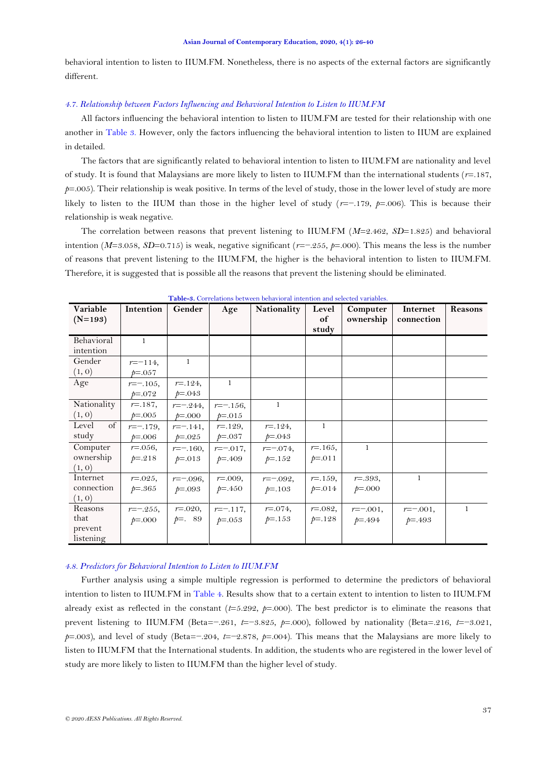behavioral intention to listen to IIUM.FM. Nonetheless, there is no aspects of the external factors are significantly different.

### *4.7. Relationship between Factors Influencing and Behavioral Intention to Listen to IIUM.FM*

All factors influencing the behavioral intention to listen to IIUM.FM are tested for their relationship with one another in Table 3. However, only the factors influencing the behavioral intention to listen to IIUM are explained in detailed.

The factors that are significantly related to behavioral intention to listen to IIUM.FM are nationality and level of study. It is found that Malaysians are more likely to listen to IIUM.FM than the international students ($r$=.187, $p$=.005). Their relationship is weak positive. In terms of the level of study, those in the lower level of study are more likely to listen to the IIUM than those in the higher level of study ($r$=−.179, $p$=.006). This is because their relationship is weak negative.

The correlation between reasons that prevent listening to IIUM.FM ($M$=2.462, $SD$=1.825) and behavioral intention ($M$=3.058, $SD$=0.715) is weak, negative significant ($r$=−.255, $p$=.000). This means the less is the number of reasons that prevent listening to the IIUM.FM, the higher is the behavioral intention to listen to IIUM.FM. Therefore, it is suggested that is possible all the reasons that prevent the listening should be eliminated.

**Table-3.** Correlations between behavioral intention and selected variables.

| Variable (N=193) | Intention | Gender | Age | Nationality | Level of study | Computer ownership | Internet connection | Reasons |
|---|---|---|---|---|---|---|---|---|
| Behavioral intention | 1 | | | | | | | |
| Gender (1, 0) | $r$=−114, $p$=.057 | 1 | | | | | | |
| Age | $r$=−.105, $p$=.072 | $r$=.124, $p$=.043 | 1 | | | | | |
| Nationality (1, 0) | $r$=.187, $p$=.005 | $r$=−.244, $p$=.000 | $r$=−.156, $p$=.015 | 1 | | | | |
| Level of study | $r$=−.179, $p$=.006 | $r$=−.141, $p$=.025 | $r$=.129, $p$=.037 | $r$=.124, $p$=.043 | 1 | | | |
| Computer ownership (1, 0) | $r$=.056, $p$=.218 | $r$=−.160, $p$=.013 | $r$=−.017, $p$=.409 | $r$=−.074, $p$=.152 | $r$=.165, $p$=.011 | 1 | | |
| Internet connection (1, 0) | $r$=.025, $p$=.365 | $r$=−.096, $p$=.093 | $r$=.009, $p$=.450 | $r$=−.092, $p$=.103 | $r$=.159, $p$=.014 | $r$=.393, $p$=.000 | 1 | |
| Reasons that prevent listening | $r$=−.255, $p$=.000 | $r$=.020, $p$=. 89 | $r$=−.117, $p$=.053 | $r$=.074, $p$=.153 | $r$=.082, $p$=.128 | $r$=−.001, $p$=.494 | $r$=−.001, $p$=.493 | 1 |

### *4.8. Predictors for Behavioral Intention to Listen to IIUM.FM*

Further analysis using a simple multiple regression is performed to determine the predictors of behavioral intention to listen to IIUM.FM in Table 4. Results show that to a certain extent to intention to listen to IIUM.FM already exist as reflected in the constant ($t$=5.292, $p$=.000). The best predictor is to eliminate the reasons that prevent listening to IIUM.FM (Beta=−.261, $t$=−3.825, $p$=.000), followed by nationality (Beta=.216, $t$=−3.021, $p$=.003), and level of study (Beta=−.204, $t$=−2.878, $p$=.004). This means that the Malaysians are more likely to listen to IIUM.FM that the International students. In addition, the students who are registered in the lower level of study are more likely to listen to IIUM.FM than the higher level of study.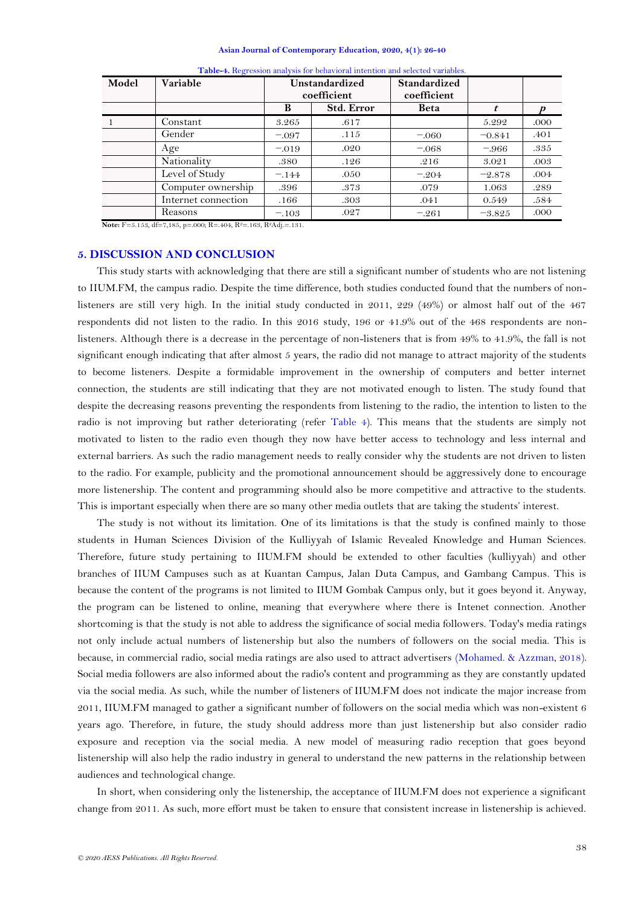**Table-4.** Regression analysis for behavioral intention and selected variables.

| Model | Variable | Unstandardized coefficient | | Standardized coefficient | | |
|---|---|---|---|---|---|---|
| | | B | Std. Error | Beta | *t* | *p* |
| 1 | Constant | 3.265 | .617 | | 5.292 | .000 |
| | Gender | −.097 | .115 | −.060 | −0.841 | .401 |
| | Age | −.019 | .020 | −.068 | −.966 | .335 |
| | Nationality | .380 | .126 | .216 | 3.021 | .003 |
| | Level of Study | −.144 | .050 | −.204 | −2.878 | .004 |
| | Computer ownership | .396 | .373 | .079 | 1.063 | .289 |
| | Internet connection | .166 | .303 | .041 | 0.549 | .584 |
| | Reasons | −.103 | .027 | −.261 | −3.825 | .000 |

**Note:** F=5.153, df=7,185, p=.000; R=.404, $R^2$=.163, $R^2$Adj.=.131.

## 5. DISCUSSION AND CONCLUSION

This study starts with acknowledging that there are still a significant number of students who are not listening to IIUM.FM, the campus radio. Despite the time difference, both studies conducted found that the numbers of non-listeners are still very high. In the initial study conducted in 2011, 229 (49%) or almost half out of the 467 respondents did not listen to the radio. In this 2016 study, 196 or 41.9% out of the 468 respondents are non-listeners. Although there is a decrease in the percentage of non-listeners that is from 49% to 41.9%, the fall is not significant enough indicating that after almost 5 years, the radio did not manage to attract majority of the students to become listeners. Despite a formidable improvement in the ownership of computers and better internet connection, the students are still indicating that they are not motivated enough to listen. The study found that despite the decreasing reasons preventing the respondents from listening to the radio, the intention to listen to the radio is not improving but rather deteriorating (refer Table 4). This means that the students are simply not motivated to listen to the radio even though they now have better access to technology and less internal and external barriers. As such the radio management needs to really consider why the students are not driven to listen to the radio. For example, publicity and the promotional announcement should be aggressively done to encourage more listenership. The content and programming should also be more competitive and attractive to the students. This is important especially when there are so many other media outlets that are taking the students' interest.

The study is not without its limitation. One of its limitations is that the study is confined mainly to those students in Human Sciences Division of the Kulliyyah of Islamic Revealed Knowledge and Human Sciences. Therefore, future study pertaining to IIUM.FM should be extended to other faculties (kulliyyah) and other branches of IIUM Campuses such as at Kuantan Campus, Jalan Duta Campus, and Gambang Campus. This is because the content of the programs is not limited to IIUM Gombak Campus only, but it goes beyond it. Anyway, the program can be listened to online, meaning that everywhere where there is Intenet connection. Another shortcoming is that the study is not able to address the significance of social media followers. Today's media ratings not only include actual numbers of listenership but also the numbers of followers on the social media. This is because, in commercial radio, social media ratings are also used to attract advertisers (Mohamed. & Azzman, 2018). Social media followers are also informed about the radio's content and programming as they are constantly updated via the social media. As such, while the number of listeners of IIUM.FM does not indicate the major increase from 2011, IIUM.FM managed to gather a significant number of followers on the social media which was non-existent 6 years ago. Therefore, in future, the study should address more than just listenership but also consider radio exposure and reception via the social media. A new model of measuring radio reception that goes beyond listenership will also help the radio industry in general to understand the new patterns in the relationship between audiences and technological change.

In short, when considering only the listenership, the acceptance of IIUM.FM does not experience a significant change from 2011. As such, more effort must be taken to ensure that consistent increase in listenership is achieved.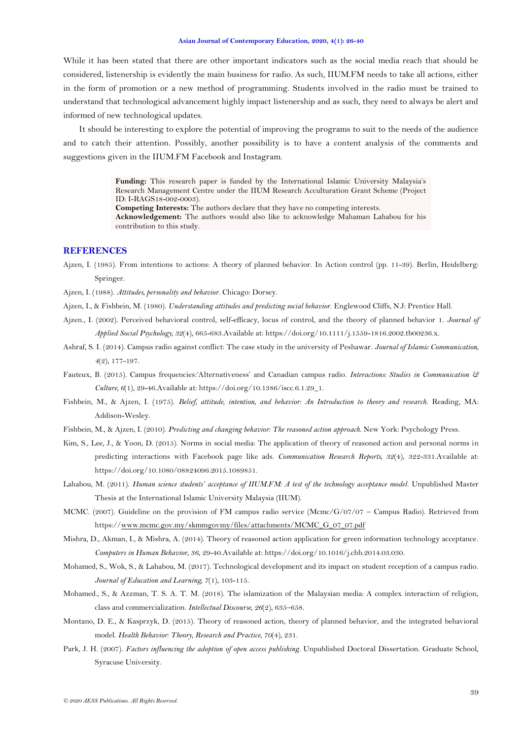While it has been stated that there are other important indicators such as the social media reach that should be considered, listenership is evidently the main business for radio. As such, IIUM.FM needs to take all actions, either in the form of promotion or a new method of programming. Students involved in the radio must be trained to understand that technological advancement highly impact listenership and as such, they need to always be alert and informed of new technological updates.

It should be interesting to explore the potential of improving the programs to suit to the needs of the audience and to catch their attention. Possibly, another possibility is to have a content analysis of the comments and suggestions given in the IIUM.FM Facebook and Instagram.

**Funding:** This research paper is funded by the International Islamic University Malaysia's Research Management Centre under the IIUM Research Acculturation Grant Scheme (Project ID: I-RAGS18-002-0003).
**Competing Interests:** The authors declare that they have no competing interests.
**Acknowledgement:** The authors would also like to acknowledge Mahaman Lahabou for his contribution to this study.

## REFERENCES

Ajzen, I. (1985). From intentions to actions: A theory of planned behavior. In Action control (pp. 11-39). Berlin, Heidelberg: Springer.

Ajzen, I. (1988). *Attitudes, personality and behavior*. Chicago: Dorsey.

Ajzen, I., & Fishbein, M. (1980). *Understanding attitudes and predicting social behavior*. Englewood Cliffs, N.J: Prentice Hall.

Ajzen., I. (2002). Perceived behavioral control, self-efficacy, locus of control, and the theory of planned behavior 1. *Journal of Applied Social Psychology, 32*(4), 665-683.Available at: https://doi.org/10.1111/j.1559-1816.2002.tb00236.x.

Ashraf, S. I. (2014). Campus radio against conflict: The case study in the university of Peshawar. *Journal of Islamic Communication, 4*(2), 177-197.

Fauteux, B. (2015). Campus frequencies:'Alternativeness' and Canadian campus radio. *Interactions: Studies in Communication & Culture, 6*(1), 29-46.Available at: https://doi.org/10.1386/iscc.6.1.29_1.

Fishbein, M., & Ajzen, I. (1975). *Belief, attitude, intention, and behavior: An Introduction to theory and research*. Reading, MA: Addison-Wesley.

Fishbein, M., & Ajzen, I. (2010). *Predicting and changing behavior: The reasoned action approach*. New York: Psychology Press.

Kim, S., Lee, J., & Yoon, D. (2015). Norms in social media: The application of theory of reasoned action and personal norms in predicting interactions with Facebook page like ads. *Communication Research Reports, 32*(4), 322-331.Available at: https://doi.org/10.1080/08824096.2015.1089851.

Lahabou, M. (2011). *Human science students' acceptance of IIUM.FM: A test of the technology acceptance model*. Unpublished Master Thesis at the International Islamic University Malaysia (IIUM).

MCMC. (2007). Guideline on the provision of FM campus radio service (Mcmc/G/07/07 – Campus Radio). Retrieved from https://www.mcmc.gov.my/skmmgovmy/files/attachments/MCMC_G_07_07.pdf

Mishra, D., Akman, I., & Mishra, A. (2014). Theory of reasoned action application for green information technology acceptance. *Computers in Human Behavior, 36*, 29-40.Available at: https://doi.org/10.1016/j.chb.2014.03.030.

Mohamed, S., Wok, S., & Lahabou, M. (2017). Technological development and its impact on student reception of a campus radio. *Journal of Education and Learning, 7*(1), 103-115.

Mohamed., S., & Azzman, T. S. A. T. M. (2018). The islamization of the Malaysian media: A complex interaction of religion, class and commercialization. *Intellectual Discourse, 26*(2), 635–658.

Montano, D. E., & Kasprzyk, D. (2015). Theory of reasoned action, theory of planned behavior, and the integrated behavioral model. *Health Behavior: Theory, Research and Practice, 70*(4), 231.

Park, J. H. (2007). *Factors influencing the adoption of open access publishing*. Unpublished Doctoral Dissertation. Graduate School, Syracuse University.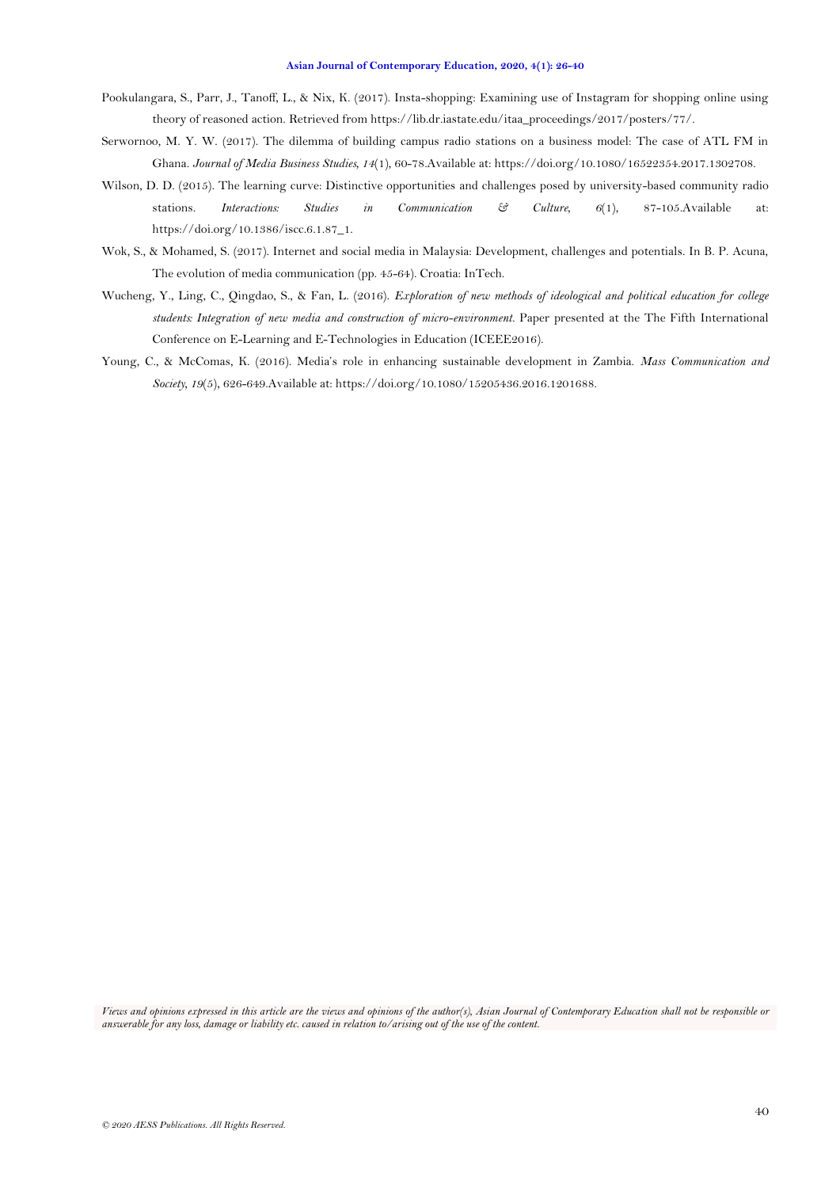Pookulangara, S., Parr, J., Tanoff, L., & Nix, K. (2017). Insta-shopping: Examining use of Instagram for shopping online using theory of reasoned action. Retrieved from https://lib.dr.iastate.edu/itaa_proceedings/2017/posters/77/.

Serwornoo, M. Y. W. (2017). The dilemma of building campus radio stations on a business model: The case of ATL FM in Ghana. *Journal of Media Business Studies, 14*(1), 60-78.Available at: https://doi.org/10.1080/16522354.2017.1302708.

Wilson, D. D. (2015). The learning curve: Distinctive opportunities and challenges posed by university-based community radio stations. *Interactions: Studies in Communication & Culture, 6*(1), 87-105.Available at: https://doi.org/10.1386/iscc.6.1.87_1.

Wok, S., & Mohamed, S. (2017). Internet and social media in Malaysia: Development, challenges and potentials. In B. P. Acuna, The evolution of media communication (pp. 45-64). Croatia: InTech.

Wucheng, Y., Ling, C., Qingdao, S., & Fan, L. (2016). *Exploration of new methods of ideological and political education for college students: Integration of new media and construction of micro-environment.* Paper presented at the The Fifth International Conference on E-Learning and E-Technologies in Education (ICEEE2016).

Young, C., & McComas, K. (2016). Media's role in enhancing sustainable development in Zambia. *Mass Communication and Society, 19*(5), 626-649.Available at: https://doi.org/10.1080/15205436.2016.1201688.

*Views and opinions expressed in this article are the views and opinions of the author(s), Asian Journal of Contemporary Education shall not be responsible or answerable for any loss, damage or liability etc. caused in relation to/arising out of the use of the content.*